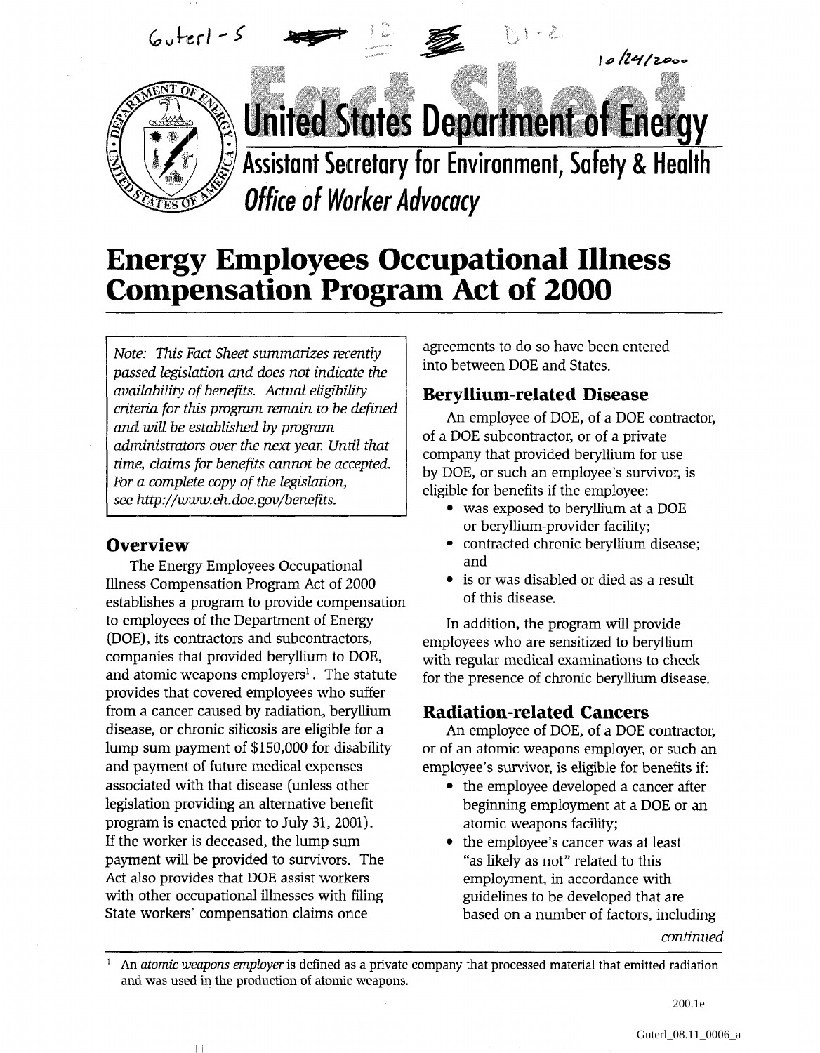# United States Department of Energy

## Assistant Secretary for Environment, Safety & Health

### *Office of Worker Advocacy*

# Energy Employees Occupational Illness Compensation Program Act of 2000

> *Note: This Fact Sheet summarizes recently passed legislation and does not indicate the availability of benefits. Actual eligibility criteria for this program remain to be defined and will be established by program administrators over the next year. Until that time, claims for benefits cannot be accepted. For a complete copy of the legislation, see http://www.eh.doe.gov/benefits.*

## Overview

The Energy Employees Occupational Illness Compensation Program Act of 2000 establishes a program to provide compensation to employees of the Department of Energy (DOE), its contractors and subcontractors, companies that provided beryllium to DOE, and atomic weapons employers[1]. The statute provides that covered employees who suffer from a cancer caused by radiation, beryllium disease, or chronic silicosis are eligible for a lump sum payment of $150,000 for disability and payment of future medical expenses associated with that disease (unless other legislation providing an alternative benefit program is enacted prior to July 31, 2001). If the worker is deceased, the lump sum payment will be provided to survivors. The Act also provides that DOE assist workers with other occupational illnesses with filing State workers' compensation claims once agreements to do so have been entered into between DOE and States.

## Beryllium-related Disease

An employee of DOE, of a DOE contractor, of a DOE subcontractor, or of a private company that provided beryllium for use by DOE, or such an employee's survivor, is eligible for benefits if the employee:

- was exposed to beryllium at a DOE or beryllium-provider facility;
- contracted chronic beryllium disease; and
- is or was disabled or died as a result of this disease.

In addition, the program will provide employees who are sensitized to beryllium with regular medical examinations to check for the presence of chronic beryllium disease.

## Radiation-related Cancers

An employee of DOE, of a DOE contractor, or of an atomic weapons employer, or such an employee's survivor, is eligible for benefits if:

- the employee developed a cancer after beginning employment at a DOE or an atomic weapons facility;
- the employee's cancer was at least "as likely as not" related to this employment, in accordance with guidelines to be developed that are based on a number of factors, including

*continued*

[1] An *atomic weapons employer* is defined as a private company that processed material that emitted radiation and was used in the production of atomic weapons.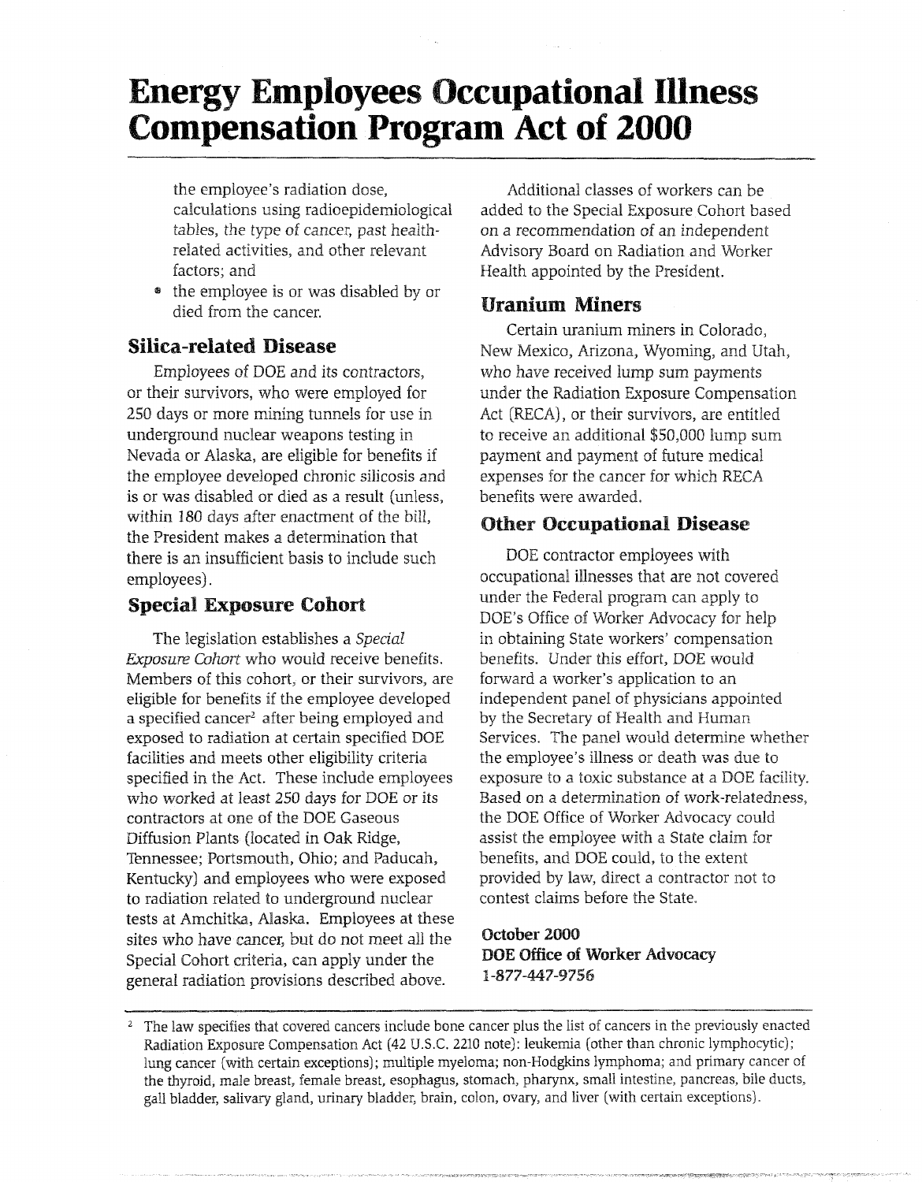# Energy Employees Occupational Illness Compensation Program Act of 2000

the employee's radiation dose, calculations using radioepidemiological tables, the type of cancer, past health-related activities, and other relevant factors; and

- the employee is or was disabled by or died from the cancer.

## Silica-related Disease

Employees of DOE and its contractors, or their survivors, who were employed for 250 days or more mining tunnels for use in underground nuclear weapons testing in Nevada or Alaska, are eligible for benefits if the employee developed chronic silicosis and is or was disabled or died as a result (unless, within 180 days after enactment of the bill, the President makes a determination that there is an insufficient basis to include such employees).

## Special Exposure Cohort

The legislation establishes a *Special Exposure Cohort* who would receive benefits. Members of this cohort, or their survivors, are eligible for benefits if the employee developed a specified cancer[2] after being employed and exposed to radiation at certain specified DOE facilities and meets other eligibility criteria specified in the Act. These include employees who worked at least 250 days for DOE or its contractors at one of the DOE Gaseous Diffusion Plants (located in Oak Ridge, Tennessee; Portsmouth, Ohio; and Paducah, Kentucky) and employees who were exposed to radiation related to underground nuclear tests at Amchitka, Alaska. Employees at these sites who have cancer, but do not meet all the Special Cohort criteria, can apply under the general radiation provisions described above.

Additional classes of workers can be added to the Special Exposure Cohort based on a recommendation of an independent Advisory Board on Radiation and Worker Health appointed by the President.

## Uranium Miners

Certain uranium miners in Colorado, New Mexico, Arizona, Wyoming, and Utah, who have received lump sum payments under the Radiation Exposure Compensation Act (RECA), or their survivors, are entitled to receive an additional $50,000 lump sum payment and payment of future medical expenses for the cancer for which RECA benefits were awarded.

## Other Occupational Disease

DOE contractor employees with occupational illnesses that are not covered under the Federal program can apply to DOE's Office of Worker Advocacy for help in obtaining State workers' compensation benefits. Under this effort, DOE would forward a worker's application to an independent panel of physicians appointed by the Secretary of Health and Human Services. The panel would determine whether the employee's illness or death was due to exposure to a toxic substance at a DOE facility. Based on a determination of work-relatedness, the DOE Office of Worker Advocacy could assist the employee with a State claim for benefits, and DOE could, to the extent provided by law, direct a contractor not to contest claims before the State.

**October 2000**
**DOE Office of Worker Advocacy**
**1-877-447-9756**

---

[2] The law specifies that covered cancers include bone cancer plus the list of cancers in the previously enacted Radiation Exposure Compensation Act (42 U.S.C. 2210 note): leukemia (other than chronic lymphocytic); lung cancer (with certain exceptions); multiple myeloma; non-Hodgkins lymphoma; and primary cancer of the thyroid, male breast, female breast, esophagus, stomach, pharynx, small intestine, pancreas, bile ducts, gall bladder, salivary gland, urinary bladder, brain, colon, ovary, and liver (with certain exceptions).